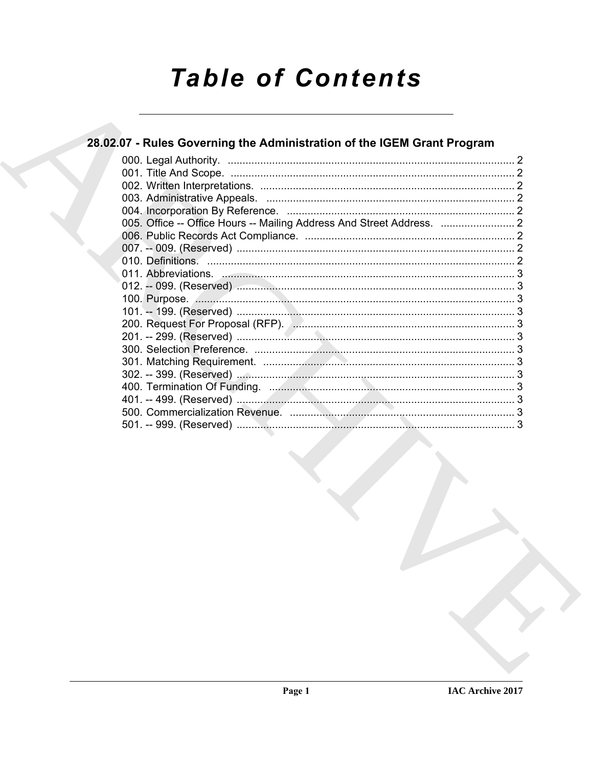# Table of Contents

## 28.02.07 - Rules Governing the Administration of the IGEM Grant Program

000. Legal Authority. .......... 2
001. Title And Scope. .......... 2
002. Written Interpretations. .......... 2
003. Administrative Appeals. .......... 2
004. Incorporation By Reference. .......... 2
005. Office -- Office Hours -- Mailing Address And Street Address. .......... 2
006. Public Records Act Compliance. .......... 2
007. -- 009. (Reserved) .......... 2
010. Definitions. .......... 2
011. Abbreviations. .......... 3
012. -- 099. (Reserved) .......... 3
100. Purpose. .......... 3
101. -- 199. (Reserved) .......... 3
200. Request For Proposal (RFP). .......... 3
201. -- 299. (Reserved) .......... 3
300. Selection Preference. .......... 3
301. Matching Requirement. .......... 3
302. -- 399. (Reserved) .......... 3
400. Termination Of Funding. .......... 3
401. -- 499. (Reserved) .......... 3
500. Commercialization Revenue. .......... 3
501. -- 999. (Reserved) .......... 3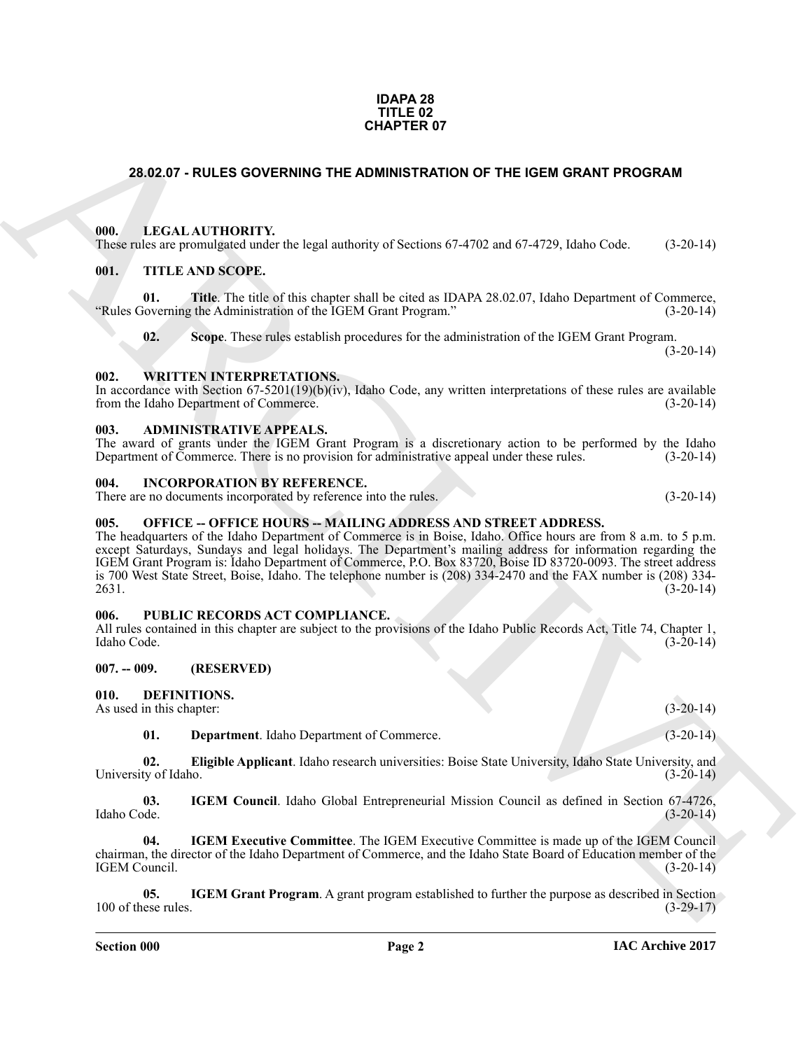**IDAPA 28
TITLE 02
CHAPTER 07**

## 28.02.07 - RULES GOVERNING THE ADMINISTRATION OF THE IGEM GRANT PROGRAM

### 000. LEGAL AUTHORITY.
These rules are promulgated under the legal authority of Sections 67-4702 and 67-4729, Idaho Code. (3-20-14)

### 001. TITLE AND SCOPE.

**01. Title**. The title of this chapter shall be cited as IDAPA 28.02.07, Idaho Department of Commerce, "Rules Governing the Administration of the IGEM Grant Program." (3-20-14)

**02. Scope**. These rules establish procedures for the administration of the IGEM Grant Program. (3-20-14)

### 002. WRITTEN INTERPRETATIONS.
In accordance with Section 67-5201(19)(b)(iv), Idaho Code, any written interpretations of these rules are available from the Idaho Department of Commerce. (3-20-14)

### 003. ADMINISTRATIVE APPEALS.
The award of grants under the IGEM Grant Program is a discretionary action to be performed by the Idaho Department of Commerce. There is no provision for administrative appeal under these rules. (3-20-14)

### 004. INCORPORATION BY REFERENCE.
There are no documents incorporated by reference into the rules. (3-20-14)

### 005. OFFICE -- OFFICE HOURS -- MAILING ADDRESS AND STREET ADDRESS.
The headquarters of the Idaho Department of Commerce is in Boise, Idaho. Office hours are from 8 a.m. to 5 p.m. except Saturdays, Sundays and legal holidays. The Department's mailing address for information regarding the IGEM Grant Program is: Idaho Department of Commerce, P.O. Box 83720, Boise ID 83720-0093. The street address is 700 West State Street, Boise, Idaho. The telephone number is (208) 334-2470 and the FAX number is (208) 334-2631. (3-20-14)

### 006. PUBLIC RECORDS ACT COMPLIANCE.
All rules contained in this chapter are subject to the provisions of the Idaho Public Records Act, Title 74, Chapter 1, Idaho Code. (3-20-14)

### 007. -- 009. (RESERVED)

### 010. DEFINITIONS.
As used in this chapter: (3-20-14)

**01. Department**. Idaho Department of Commerce. (3-20-14)

**02. Eligible Applicant**. Idaho research universities: Boise State University, Idaho State University, and University of Idaho. (3-20-14)

**03. IGEM Council**. Idaho Global Entrepreneurial Mission Council as defined in Section 67-4726, Idaho Code. (3-20-14)

**04. IGEM Executive Committee**. The IGEM Executive Committee is made up of the IGEM Council chairman, the director of the Idaho Department of Commerce, and the Idaho State Board of Education member of the IGEM Council. (3-20-14)

**05. IGEM Grant Program**. A grant program established to further the purpose as described in Section 100 of these rules. (3-29-17)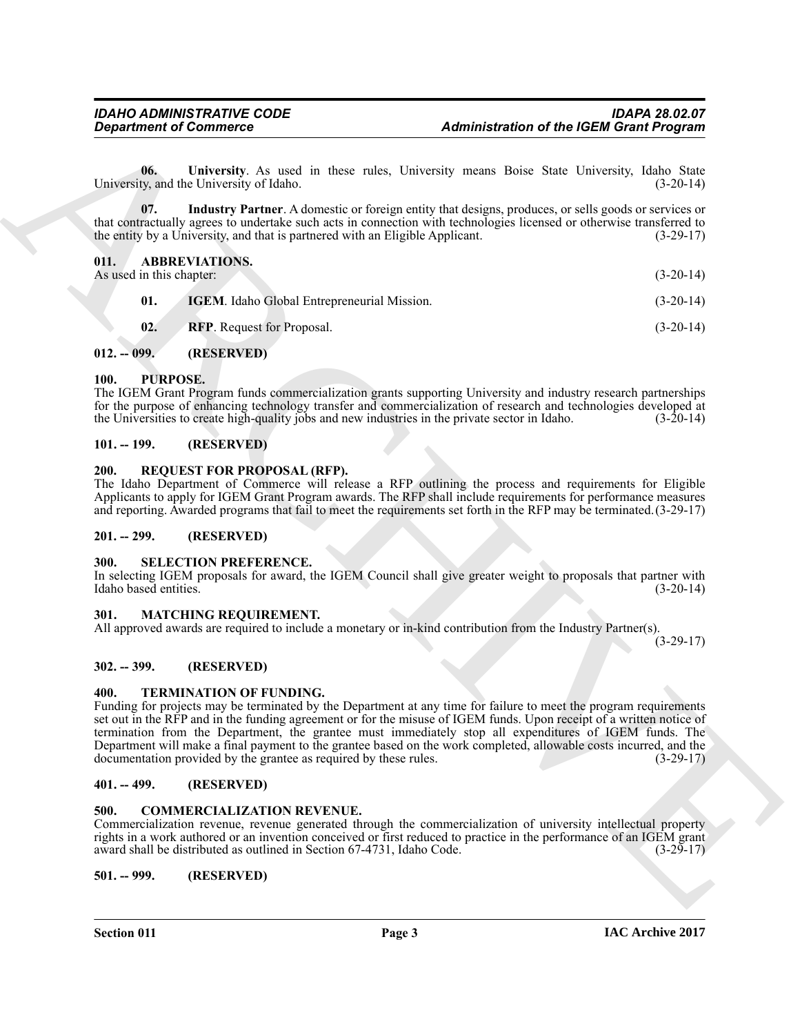**06. University**. As used in these rules, University means Boise State University, Idaho State University, and the University of Idaho. (3-20-14)

**07. Industry Partner**. A domestic or foreign entity that designs, produces, or sells goods or services or that contractually agrees to undertake such acts in connection with technologies licensed or otherwise transferred to the entity by a University, and that is partnered with an Eligible Applicant. (3-29-17)

## 011. ABBREVIATIONS.

As used in this chapter: (3-20-14)

**01. IGEM**. Idaho Global Entrepreneurial Mission. (3-20-14)

**02. RFP**. Request for Proposal. (3-20-14)

## 012. -- 099. (RESERVED)

## 100. PURPOSE.

The IGEM Grant Program funds commercialization grants supporting University and industry research partnerships for the purpose of enhancing technology transfer and commercialization of research and technologies developed at the Universities to create high-quality jobs and new industries in the private sector in Idaho. (3-20-14)

## 101. -- 199. (RESERVED)

## 200. REQUEST FOR PROPOSAL (RFP).

The Idaho Department of Commerce will release a RFP outlining the process and requirements for Eligible Applicants to apply for IGEM Grant Program awards. The RFP shall include requirements for performance measures and reporting. Awarded programs that fail to meet the requirements set forth in the RFP may be terminated. (3-29-17)

## 201. -- 299. (RESERVED)

## 300. SELECTION PREFERENCE.

In selecting IGEM proposals for award, the IGEM Council shall give greater weight to proposals that partner with Idaho based entities. (3-20-14)

## 301. MATCHING REQUIREMENT.

All approved awards are required to include a monetary or in-kind contribution from the Industry Partner(s). (3-29-17)

## 302. -- 399. (RESERVED)

## 400. TERMINATION OF FUNDING.

Funding for projects may be terminated by the Department at any time for failure to meet the program requirements set out in the RFP and in the funding agreement or for the misuse of IGEM funds. Upon receipt of a written notice of termination from the Department, the grantee must immediately stop all expenditures of IGEM funds. The Department will make a final payment to the grantee based on the work completed, allowable costs incurred, and the documentation provided by the grantee as required by these rules. (3-29-17)

## 401. -- 499. (RESERVED)

## 500. COMMERCIALIZATION REVENUE.

Commercialization revenue, revenue generated through the commercialization of university intellectual property rights in a work authored or an invention conceived or first reduced to practice in the performance of an IGEM grant award shall be distributed as outlined in Section 67-4731, Idaho Code. (3-29-17)

## 501. -- 999. (RESERVED)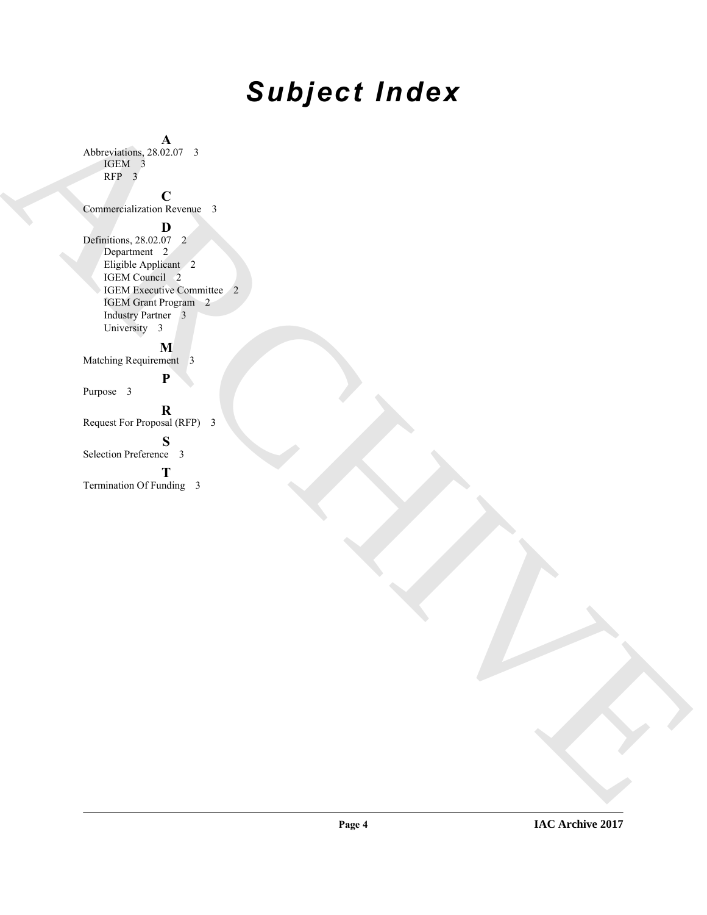# *Subject Index*

**A**

Abbreviations, 28.02.07 3
- IGEM 3
- RFP 3

**C**

Commercialization Revenue 3

**D**

Definitions, 28.02.07 2
- Department 2
- Eligible Applicant 2
- IGEM Council 2
- IGEM Executive Committee 2
- IGEM Grant Program 2
- Industry Partner 3
- University 3

**M**

Matching Requirement 3

**P**

Purpose 3

**R**

Request For Proposal (RFP) 3

**S**

Selection Preference 3

**T**

Termination Of Funding 3